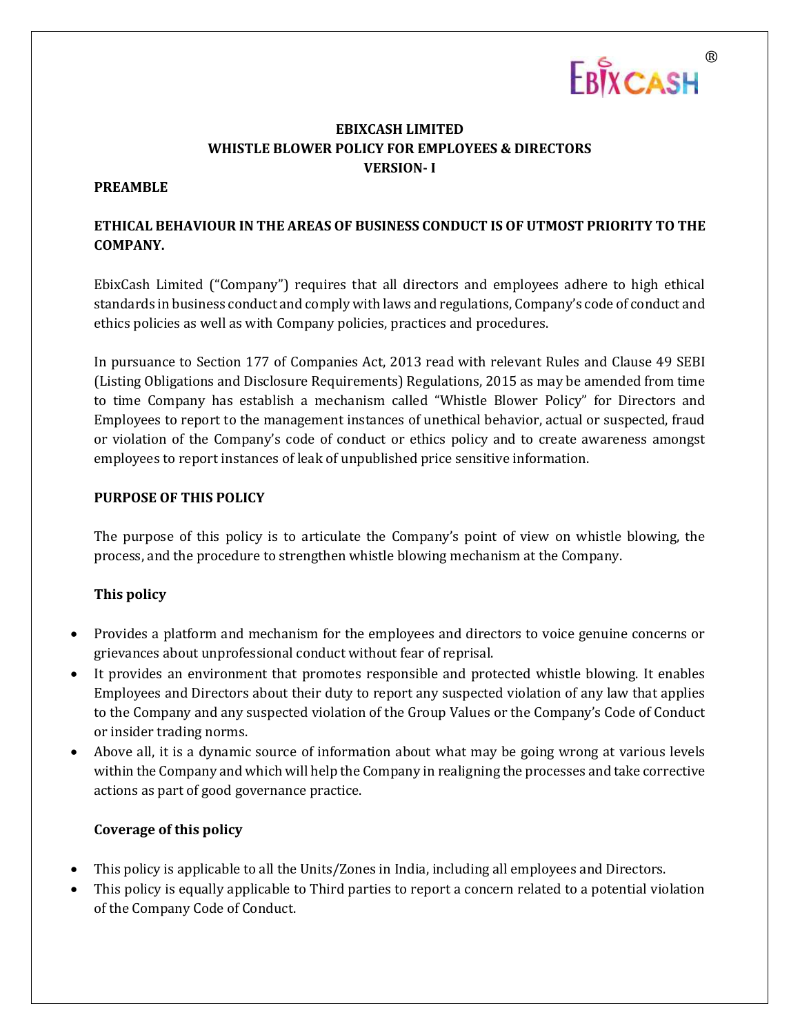# EBIXCASH LIMITED
# WHISTLE BLOWER POLICY FOR EMPLOYEES & DIRECTORS
# VERSION- I

## PREAMBLE

**ETHICAL BEHAVIOUR IN THE AREAS OF BUSINESS CONDUCT IS OF UTMOST PRIORITY TO THE COMPANY.**

EbixCash Limited ("Company") requires that all directors and employees adhere to high ethical standards in business conduct and comply with laws and regulations, Company's code of conduct and ethics policies as well as with Company policies, practices and procedures.

In pursuance to Section 177 of Companies Act, 2013 read with relevant Rules and Clause 49 SEBI (Listing Obligations and Disclosure Requirements) Regulations, 2015 as may be amended from time to time Company has establish a mechanism called "Whistle Blower Policy" for Directors and Employees to report to the management instances of unethical behavior, actual or suspected, fraud or violation of the Company's code of conduct or ethics policy and to create awareness amongst employees to report instances of leak of unpublished price sensitive information.

## PURPOSE OF THIS POLICY

The purpose of this policy is to articulate the Company's point of view on whistle blowing, the process, and the procedure to strengthen whistle blowing mechanism at the Company.

### This policy

- Provides a platform and mechanism for the employees and directors to voice genuine concerns or grievances about unprofessional conduct without fear of reprisal.
- It provides an environment that promotes responsible and protected whistle blowing. It enables Employees and Directors about their duty to report any suspected violation of any law that applies to the Company and any suspected violation of the Group Values or the Company's Code of Conduct or insider trading norms.
- Above all, it is a dynamic source of information about what may be going wrong at various levels within the Company and which will help the Company in realigning the processes and take corrective actions as part of good governance practice.

### Coverage of this policy

- This policy is applicable to all the Units/Zones in India, including all employees and Directors.
- This policy is equally applicable to Third parties to report a concern related to a potential violation of the Company Code of Conduct.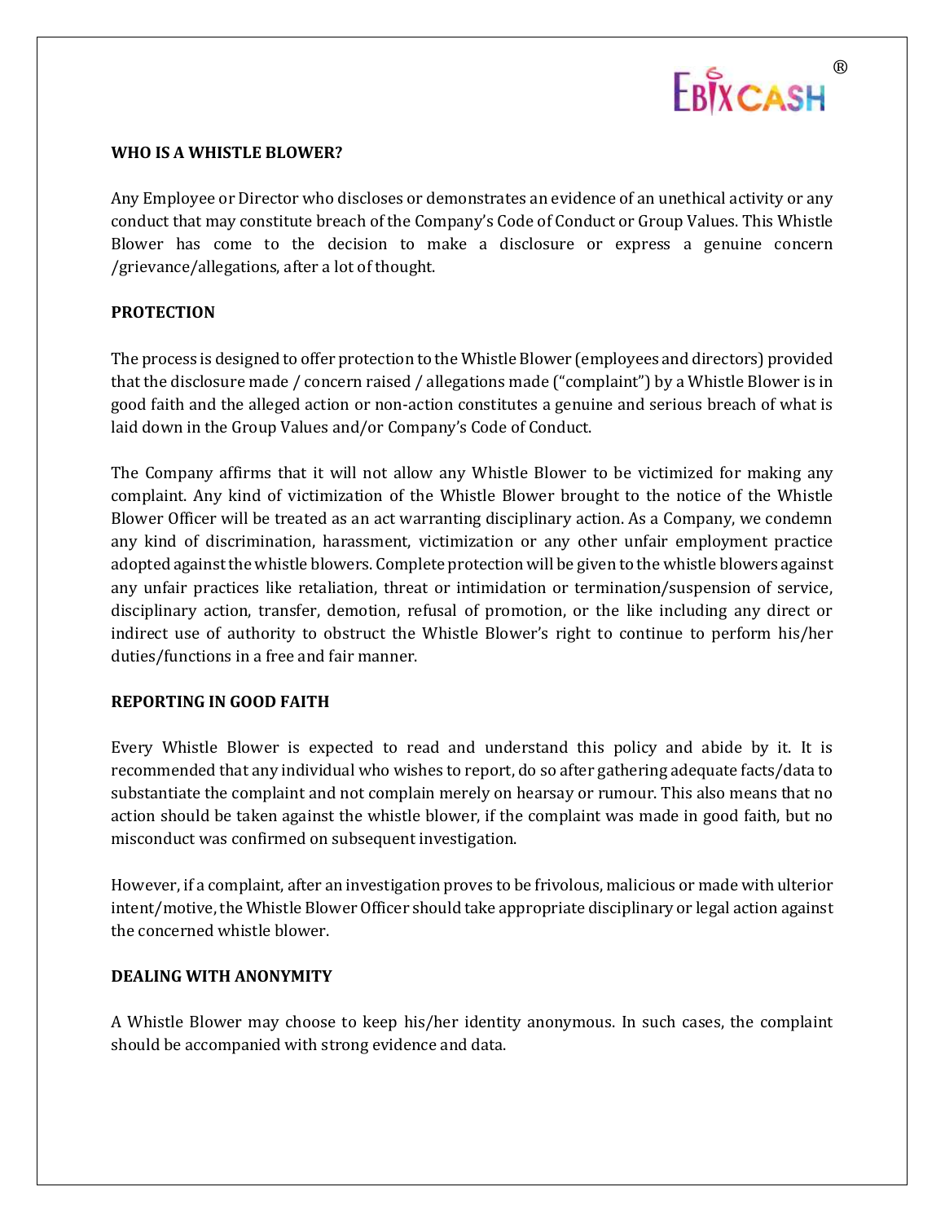**WHO IS A WHISTLE BLOWER?**

Any Employee or Director who discloses or demonstrates an evidence of an unethical activity or any conduct that may constitute breach of the Company's Code of Conduct or Group Values. This Whistle Blower has come to the decision to make a disclosure or express a genuine concern /grievance/allegations, after a lot of thought.

**PROTECTION**

The process is designed to offer protection to the Whistle Blower (employees and directors) provided that the disclosure made / concern raised / allegations made ("complaint") by a Whistle Blower is in good faith and the alleged action or non-action constitutes a genuine and serious breach of what is laid down in the Group Values and/or Company's Code of Conduct.

The Company affirms that it will not allow any Whistle Blower to be victimized for making any complaint. Any kind of victimization of the Whistle Blower brought to the notice of the Whistle Blower Officer will be treated as an act warranting disciplinary action. As a Company, we condemn any kind of discrimination, harassment, victimization or any other unfair employment practice adopted against the whistle blowers. Complete protection will be given to the whistle blowers against any unfair practices like retaliation, threat or intimidation or termination/suspension of service, disciplinary action, transfer, demotion, refusal of promotion, or the like including any direct or indirect use of authority to obstruct the Whistle Blower's right to continue to perform his/her duties/functions in a free and fair manner.

**REPORTING IN GOOD FAITH**

Every Whistle Blower is expected to read and understand this policy and abide by it. It is recommended that any individual who wishes to report, do so after gathering adequate facts/data to substantiate the complaint and not complain merely on hearsay or rumour. This also means that no action should be taken against the whistle blower, if the complaint was made in good faith, but no misconduct was confirmed on subsequent investigation.

However, if a complaint, after an investigation proves to be frivolous, malicious or made with ulterior intent/motive, the Whistle Blower Officer should take appropriate disciplinary or legal action against the concerned whistle blower.

**DEALING WITH ANONYMITY**

A Whistle Blower may choose to keep his/her identity anonymous. In such cases, the complaint should be accompanied with strong evidence and data.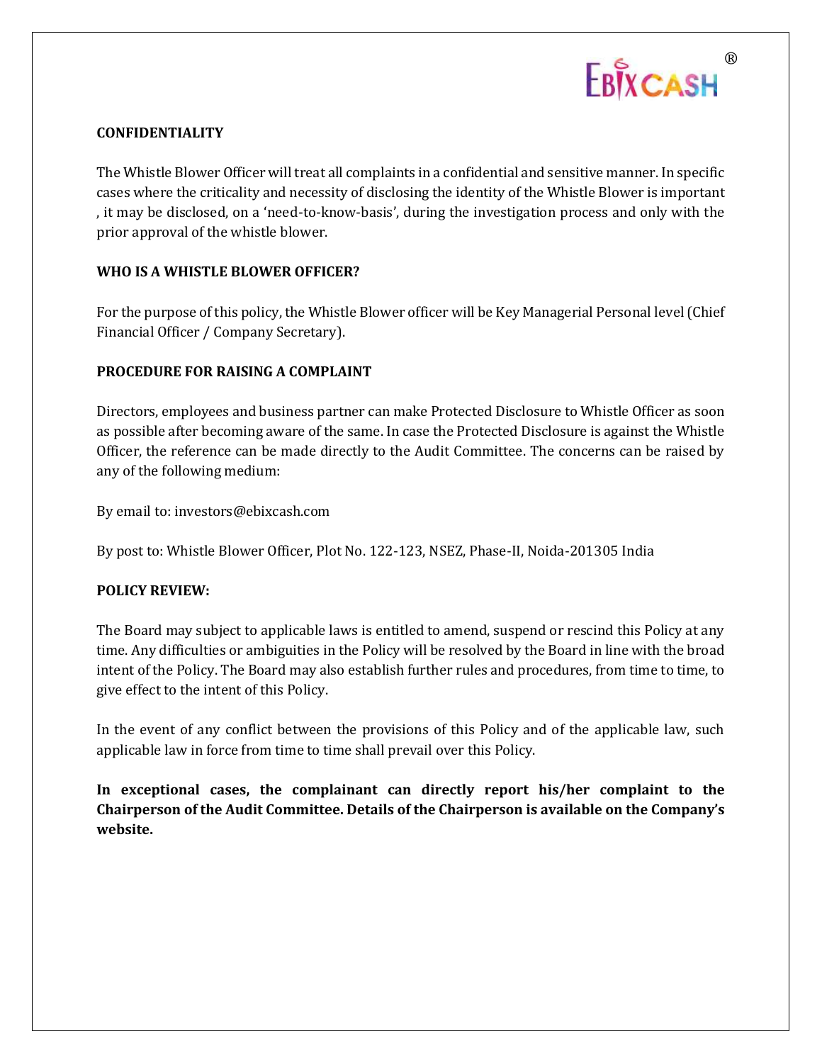## CONFIDENTIALITY

The Whistle Blower Officer will treat all complaints in a confidential and sensitive manner. In specific cases where the criticality and necessity of disclosing the identity of the Whistle Blower is important , it may be disclosed, on a 'need-to-know-basis', during the investigation process and only with the prior approval of the whistle blower.

## WHO IS A WHISTLE BLOWER OFFICER?

For the purpose of this policy, the Whistle Blower officer will be Key Managerial Personal level (Chief Financial Officer / Company Secretary).

## PROCEDURE FOR RAISING A COMPLAINT

Directors, employees and business partner can make Protected Disclosure to Whistle Officer as soon as possible after becoming aware of the same. In case the Protected Disclosure is against the Whistle Officer, the reference can be made directly to the Audit Committee. The concerns can be raised by any of the following medium:

By email to: investors@ebixcash.com

By post to: Whistle Blower Officer, Plot No. 122-123, NSEZ, Phase-II, Noida-201305 India

## POLICY REVIEW:

The Board may subject to applicable laws is entitled to amend, suspend or rescind this Policy at any time. Any difficulties or ambiguities in the Policy will be resolved by the Board in line with the broad intent of the Policy. The Board may also establish further rules and procedures, from time to time, to give effect to the intent of this Policy.

In the event of any conflict between the provisions of this Policy and of the applicable law, such applicable law in force from time to time shall prevail over this Policy.

**In exceptional cases, the complainant can directly report his/her complaint to the Chairperson of the Audit Committee. Details of the Chairperson is available on the Company's website.**